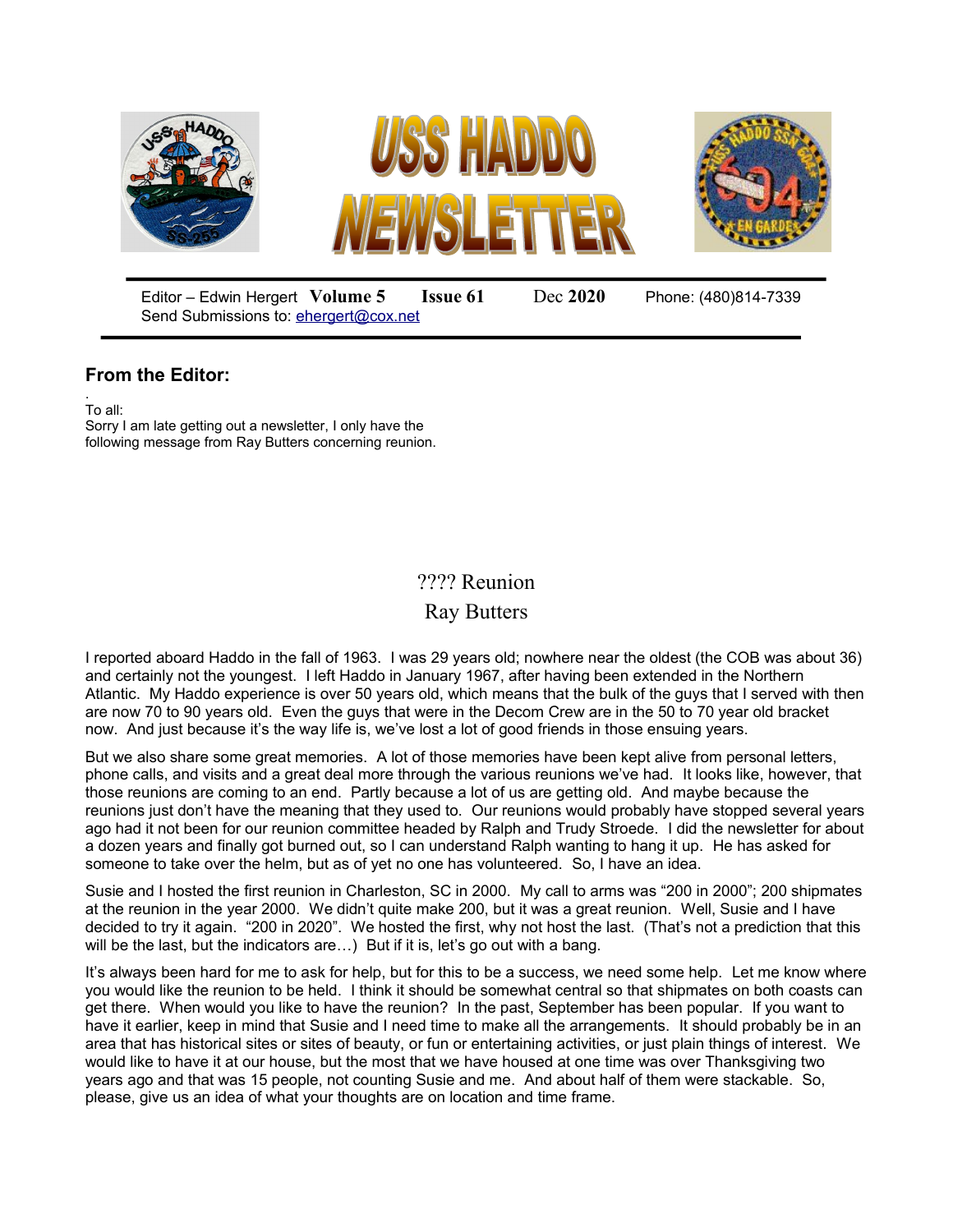# USS HADDO NEWSLETTER

Editor – Edwin Hergert **Volume 5** **Issue 61** Dec **2020** Phone: (480)814-7339
Send Submissions to: ehergert@cox.net

## From the Editor:

.
To all:
Sorry I am late getting out a newsletter, I only have the following message from Ray Butters concerning reunion.

## ???? Reunion

### Ray Butters

I reported aboard Haddo in the fall of 1963. I was 29 years old; nowhere near the oldest (the COB was about 36) and certainly not the youngest. I left Haddo in January 1967, after having been extended in the Northern Atlantic. My Haddo experience is over 50 years old, which means that the bulk of the guys that I served with then are now 70 to 90 years old. Even the guys that were in the Decom Crew are in the 50 to 70 year old bracket now. And just because it's the way life is, we've lost a lot of good friends in those ensuing years.

But we also share some great memories. A lot of those memories have been kept alive from personal letters, phone calls, and visits and a great deal more through the various reunions we've had. It looks like, however, that those reunions are coming to an end. Partly because a lot of us are getting old. And maybe because the reunions just don't have the meaning that they used to. Our reunions would probably have stopped several years ago had it not been for our reunion committee headed by Ralph and Trudy Stroede. I did the newsletter for about a dozen years and finally got burned out, so I can understand Ralph wanting to hang it up. He has asked for someone to take over the helm, but as of yet no one has volunteered. So, I have an idea.

Susie and I hosted the first reunion in Charleston, SC in 2000. My call to arms was "200 in 2000"; 200 shipmates at the reunion in the year 2000. We didn't quite make 200, but it was a great reunion. Well, Susie and I have decided to try it again. "200 in 2020". We hosted the first, why not host the last. (That's not a prediction that this will be the last, but the indicators are…) But if it is, let's go out with a bang.

It's always been hard for me to ask for help, but for this to be a success, we need some help. Let me know where you would like the reunion to be held. I think it should be somewhat central so that shipmates on both coasts can get there. When would you like to have the reunion? In the past, September has been popular. If you want to have it earlier, keep in mind that Susie and I need time to make all the arrangements. It should probably be in an area that has historical sites or sites of beauty, or fun or entertaining activities, or just plain things of interest. We would like to have it at our house, but the most that we have housed at one time was over Thanksgiving two years ago and that was 15 people, not counting Susie and me. And about half of them were stackable. So, please, give us an idea of what your thoughts are on location and time frame.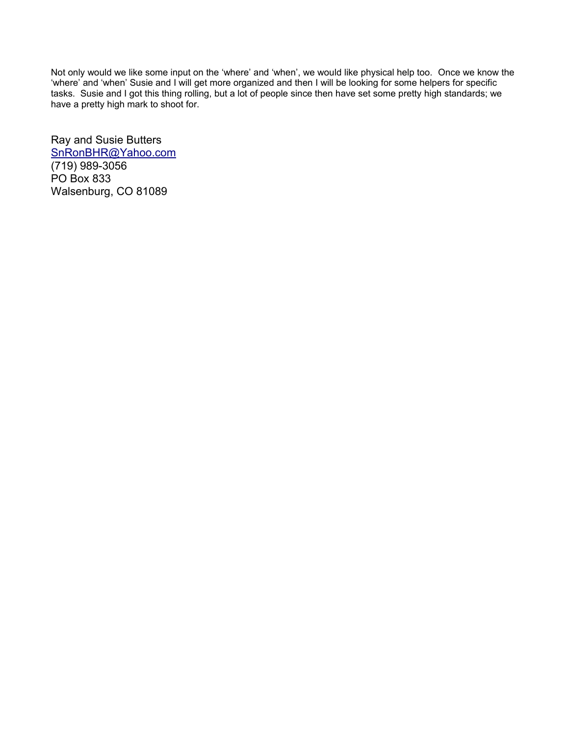Not only would we like some input on the 'where' and 'when', we would like physical help too. Once we know the 'where' and 'when' Susie and I will get more organized and then I will be looking for some helpers for specific tasks. Susie and I got this thing rolling, but a lot of people since then have set some pretty high standards; we have a pretty high mark to shoot for.

Ray and Susie Butters
SnRonBHR@Yahoo.com
(719) 989-3056
PO Box 833
Walsenburg, CO 81089